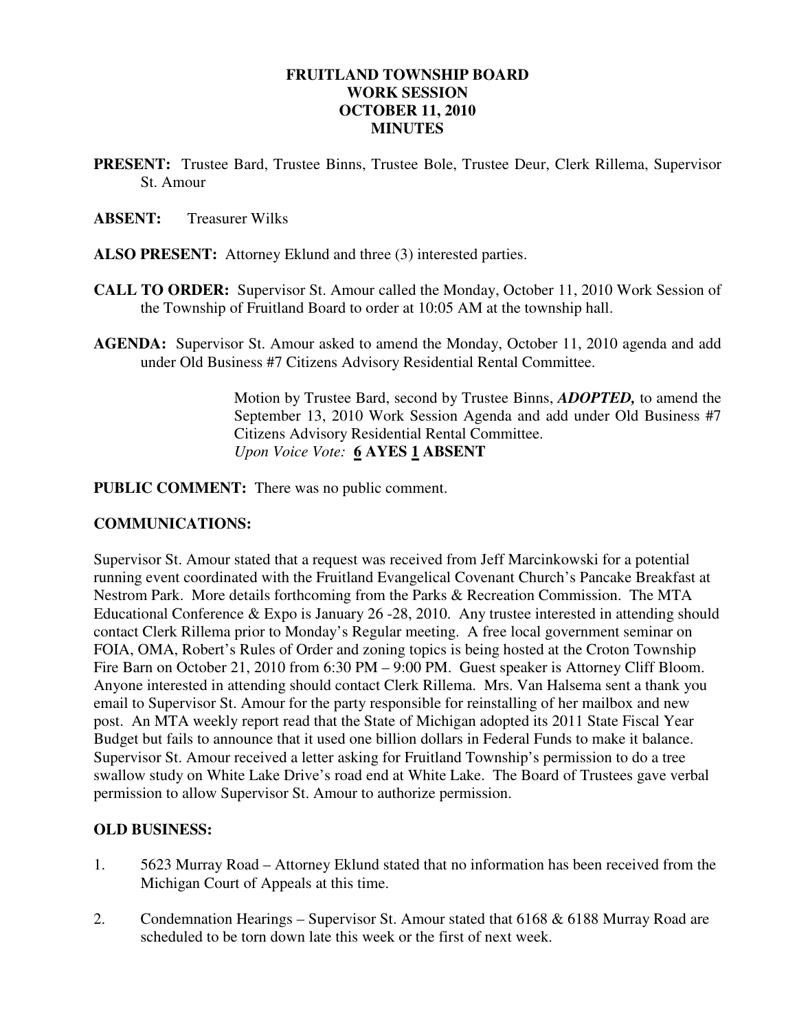# FRUITLAND TOWNSHIP BOARD
# WORK SESSION
# OCTOBER 11, 2010
# MINUTES

**PRESENT:** Trustee Bard, Trustee Binns, Trustee Bole, Trustee Deur, Clerk Rillema, Supervisor St. Amour

**ABSENT:** Treasurer Wilks

**ALSO PRESENT:** Attorney Eklund and three (3) interested parties.

**CALL TO ORDER:** Supervisor St. Amour called the Monday, October 11, 2010 Work Session of the Township of Fruitland Board to order at 10:05 AM at the township hall.

**AGENDA:** Supervisor St. Amour asked to amend the Monday, October 11, 2010 agenda and add under Old Business #7 Citizens Advisory Residential Rental Committee.

> Motion by Trustee Bard, second by Trustee Binns, ***ADOPTED,*** to amend the September 13, 2010 Work Session Agenda and add under Old Business #7 Citizens Advisory Residential Rental Committee.
> *Upon Voice Vote:* **6 AYES 1 ABSENT**

**PUBLIC COMMENT:** There was no public comment.

**COMMUNICATIONS:**

Supervisor St. Amour stated that a request was received from Jeff Marcinkowski for a potential running event coordinated with the Fruitland Evangelical Covenant Church's Pancake Breakfast at Nestrom Park. More details forthcoming from the Parks & Recreation Commission. The MTA Educational Conference & Expo is January 26 -28, 2010. Any trustee interested in attending should contact Clerk Rillema prior to Monday's Regular meeting. A free local government seminar on FOIA, OMA, Robert's Rules of Order and zoning topics is being hosted at the Croton Township Fire Barn on October 21, 2010 from 6:30 PM – 9:00 PM. Guest speaker is Attorney Cliff Bloom. Anyone interested in attending should contact Clerk Rillema. Mrs. Van Halsema sent a thank you email to Supervisor St. Amour for the party responsible for reinstalling of her mailbox and new post. An MTA weekly report read that the State of Michigan adopted its 2011 State Fiscal Year Budget but fails to announce that it used one billion dollars in Federal Funds to make it balance. Supervisor St. Amour received a letter asking for Fruitland Township's permission to do a tree swallow study on White Lake Drive's road end at White Lake. The Board of Trustees gave verbal permission to allow Supervisor St. Amour to authorize permission.

**OLD BUSINESS:**

1. 5623 Murray Road – Attorney Eklund stated that no information has been received from the Michigan Court of Appeals at this time.

2. Condemnation Hearings – Supervisor St. Amour stated that 6168 & 6188 Murray Road are scheduled to be torn down late this week or the first of next week.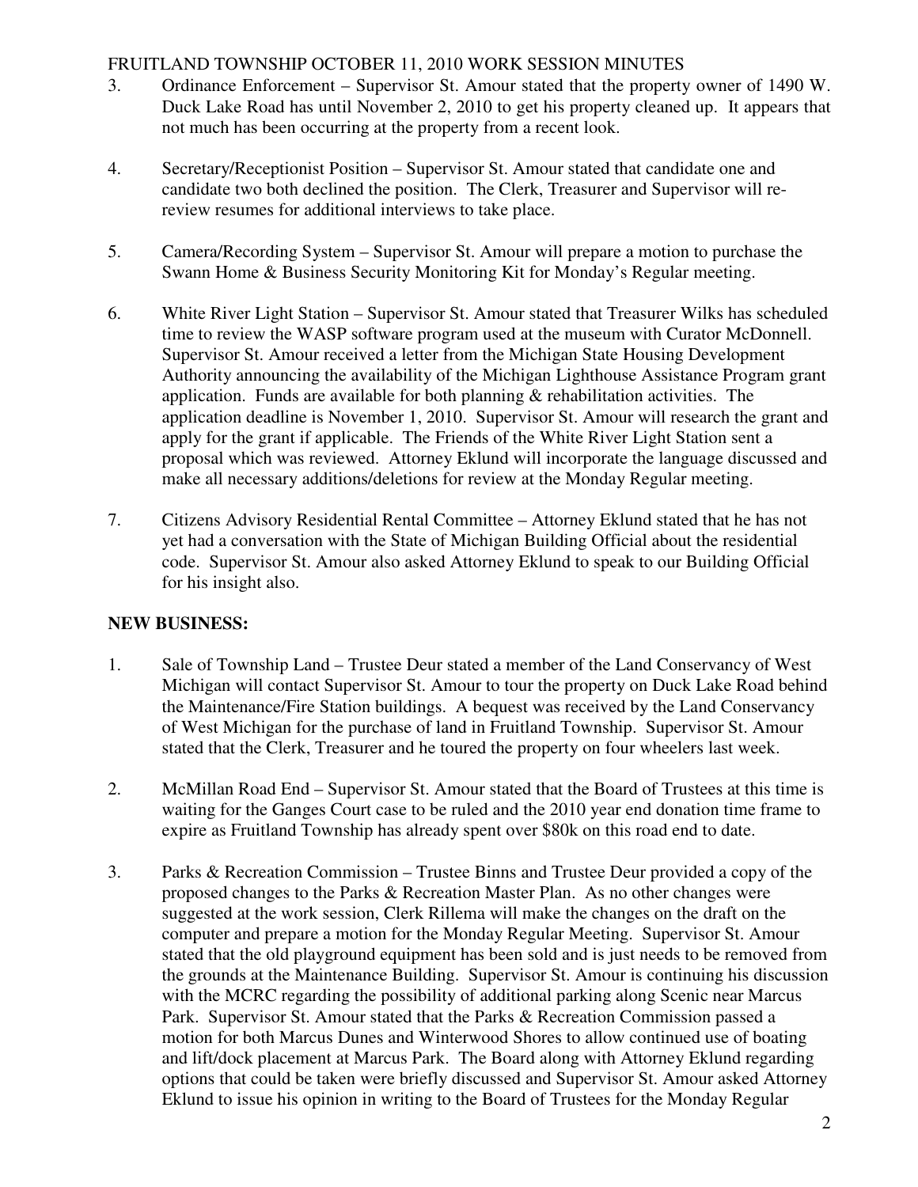3. Ordinance Enforcement – Supervisor St. Amour stated that the property owner of 1490 W. Duck Lake Road has until November 2, 2010 to get his property cleaned up. It appears that not much has been occurring at the property from a recent look.

4. Secretary/Receptionist Position – Supervisor St. Amour stated that candidate one and candidate two both declined the position. The Clerk, Treasurer and Supervisor will re-review resumes for additional interviews to take place.

5. Camera/Recording System – Supervisor St. Amour will prepare a motion to purchase the Swann Home & Business Security Monitoring Kit for Monday's Regular meeting.

6. White River Light Station – Supervisor St. Amour stated that Treasurer Wilks has scheduled time to review the WASP software program used at the museum with Curator McDonnell. Supervisor St. Amour received a letter from the Michigan State Housing Development Authority announcing the availability of the Michigan Lighthouse Assistance Program grant application. Funds are available for both planning & rehabilitation activities. The application deadline is November 1, 2010. Supervisor St. Amour will research the grant and apply for the grant if applicable. The Friends of the White River Light Station sent a proposal which was reviewed. Attorney Eklund will incorporate the language discussed and make all necessary additions/deletions for review at the Monday Regular meeting.

7. Citizens Advisory Residential Rental Committee – Attorney Eklund stated that he has not yet had a conversation with the State of Michigan Building Official about the residential code. Supervisor St. Amour also asked Attorney Eklund to speak to our Building Official for his insight also.

**NEW BUSINESS:**

1. Sale of Township Land – Trustee Deur stated a member of the Land Conservancy of West Michigan will contact Supervisor St. Amour to tour the property on Duck Lake Road behind the Maintenance/Fire Station buildings. A bequest was received by the Land Conservancy of West Michigan for the purchase of land in Fruitland Township. Supervisor St. Amour stated that the Clerk, Treasurer and he toured the property on four wheelers last week.

2. McMillan Road End – Supervisor St. Amour stated that the Board of Trustees at this time is waiting for the Ganges Court case to be ruled and the 2010 year end donation time frame to expire as Fruitland Township has already spent over $80k on this road end to date.

3. Parks & Recreation Commission – Trustee Binns and Trustee Deur provided a copy of the proposed changes to the Parks & Recreation Master Plan. As no other changes were suggested at the work session, Clerk Rillema will make the changes on the draft on the computer and prepare a motion for the Monday Regular Meeting. Supervisor St. Amour stated that the old playground equipment has been sold and is just needs to be removed from the grounds at the Maintenance Building. Supervisor St. Amour is continuing his discussion with the MCRC regarding the possibility of additional parking along Scenic near Marcus Park. Supervisor St. Amour stated that the Parks & Recreation Commission passed a motion for both Marcus Dunes and Winterwood Shores to allow continued use of boating and lift/dock placement at Marcus Park. The Board along with Attorney Eklund regarding options that could be taken were briefly discussed and Supervisor St. Amour asked Attorney Eklund to issue his opinion in writing to the Board of Trustees for the Monday Regular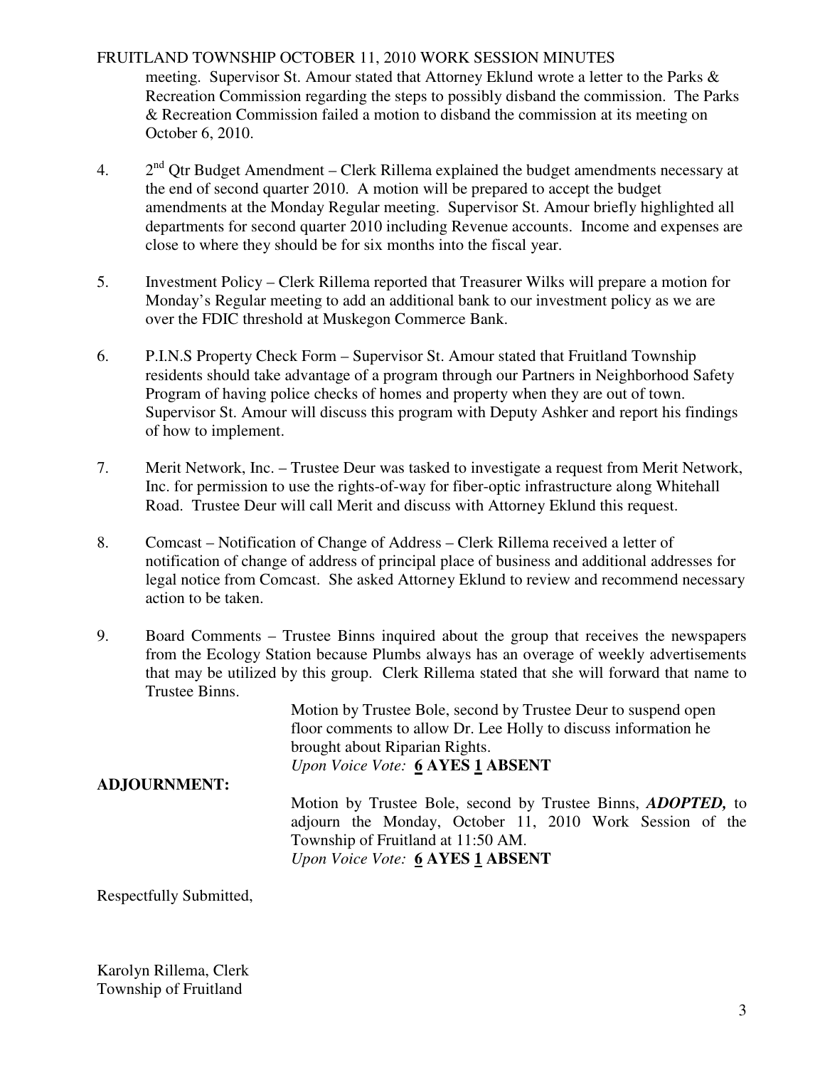meeting. Supervisor St. Amour stated that Attorney Eklund wrote a letter to the Parks & Recreation Commission regarding the steps to possibly disband the commission. The Parks & Recreation Commission failed a motion to disband the commission at its meeting on October 6, 2010.

4. 2nd Qtr Budget Amendment – Clerk Rillema explained the budget amendments necessary at the end of second quarter 2010. A motion will be prepared to accept the budget amendments at the Monday Regular meeting. Supervisor St. Amour briefly highlighted all departments for second quarter 2010 including Revenue accounts. Income and expenses are close to where they should be for six months into the fiscal year.

5. Investment Policy – Clerk Rillema reported that Treasurer Wilks will prepare a motion for Monday's Regular meeting to add an additional bank to our investment policy as we are over the FDIC threshold at Muskegon Commerce Bank.

6. P.I.N.S Property Check Form – Supervisor St. Amour stated that Fruitland Township residents should take advantage of a program through our Partners in Neighborhood Safety Program of having police checks of homes and property when they are out of town. Supervisor St. Amour will discuss this program with Deputy Ashker and report his findings of how to implement.

7. Merit Network, Inc. – Trustee Deur was tasked to investigate a request from Merit Network, Inc. for permission to use the rights-of-way for fiber-optic infrastructure along Whitehall Road. Trustee Deur will call Merit and discuss with Attorney Eklund this request.

8. Comcast – Notification of Change of Address – Clerk Rillema received a letter of notification of change of address of principal place of business and additional addresses for legal notice from Comcast. She asked Attorney Eklund to review and recommend necessary action to be taken.

9. Board Comments – Trustee Binns inquired about the group that receives the newspapers from the Ecology Station because Plumbs always has an overage of weekly advertisements that may be utilized by this group. Clerk Rillema stated that she will forward that name to Trustee Binns.

Motion by Trustee Bole, second by Trustee Deur to suspend open floor comments to allow Dr. Lee Holly to discuss information he brought about Riparian Rights.
*Upon Voice Vote:* **6 AYES 1 ABSENT**

**ADJOURNMENT:**

Motion by Trustee Bole, second by Trustee Binns, ***ADOPTED,*** to adjourn the Monday, October 11, 2010 Work Session of the Township of Fruitland at 11:50 AM.
*Upon Voice Vote:* **6 AYES 1 ABSENT**

Respectfully Submitted,

Karolyn Rillema, Clerk
Township of Fruitland